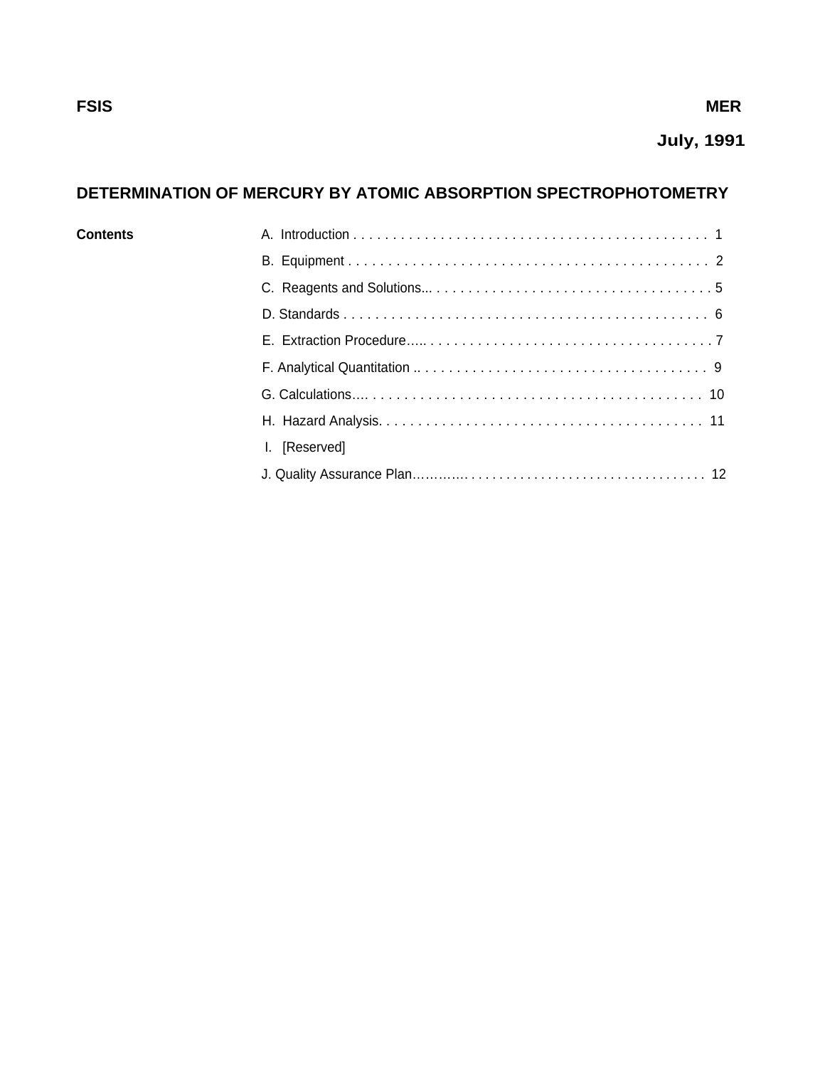**FSIS** **MER**

**July, 1991**

## DETERMINATION OF MERCURY BY ATOMIC ABSORPTION SPECTROPHOTOMETRY

**Contents**

A. Introduction . . . . . . . . . . . . . . . . . . . . . . . . . . . . . . . . . . . . . . . . . . . . . 1

B. Equipment . . . . . . . . . . . . . . . . . . . . . . . . . . . . . . . . . . . . . . . . . . . . . 2

C. Reagents and Solutions... . . . . . . . . . . . . . . . . . . . . . . . . . . . . . . . . . . . 5

D. Standards . . . . . . . . . . . . . . . . . . . . . . . . . . . . . . . . . . . . . . . . . . . . . . 6

E. Extraction Procedure..... . . . . . . . . . . . . . . . . . . . . . . . . . . . . . . . . . . . . 7

F. Analytical Quantitation .. . . . . . . . . . . . . . . . . . . . . . . . . . . . . . . . . . . . . 9

G. Calculations…. . . . . . . . . . . . . . . . . . . . . . . . . . . . . . . . . . . . . . . . . . . 10

H. Hazard Analysis. . . . . . . . . . . . . . . . . . . . . . . . . . . . . . . . . . . . . . . . . 11

I. [Reserved]

J. Quality Assurance Plan…….….. . . . . . . . . . . . . . . . . . . . . . . . . . . . . . . . . 12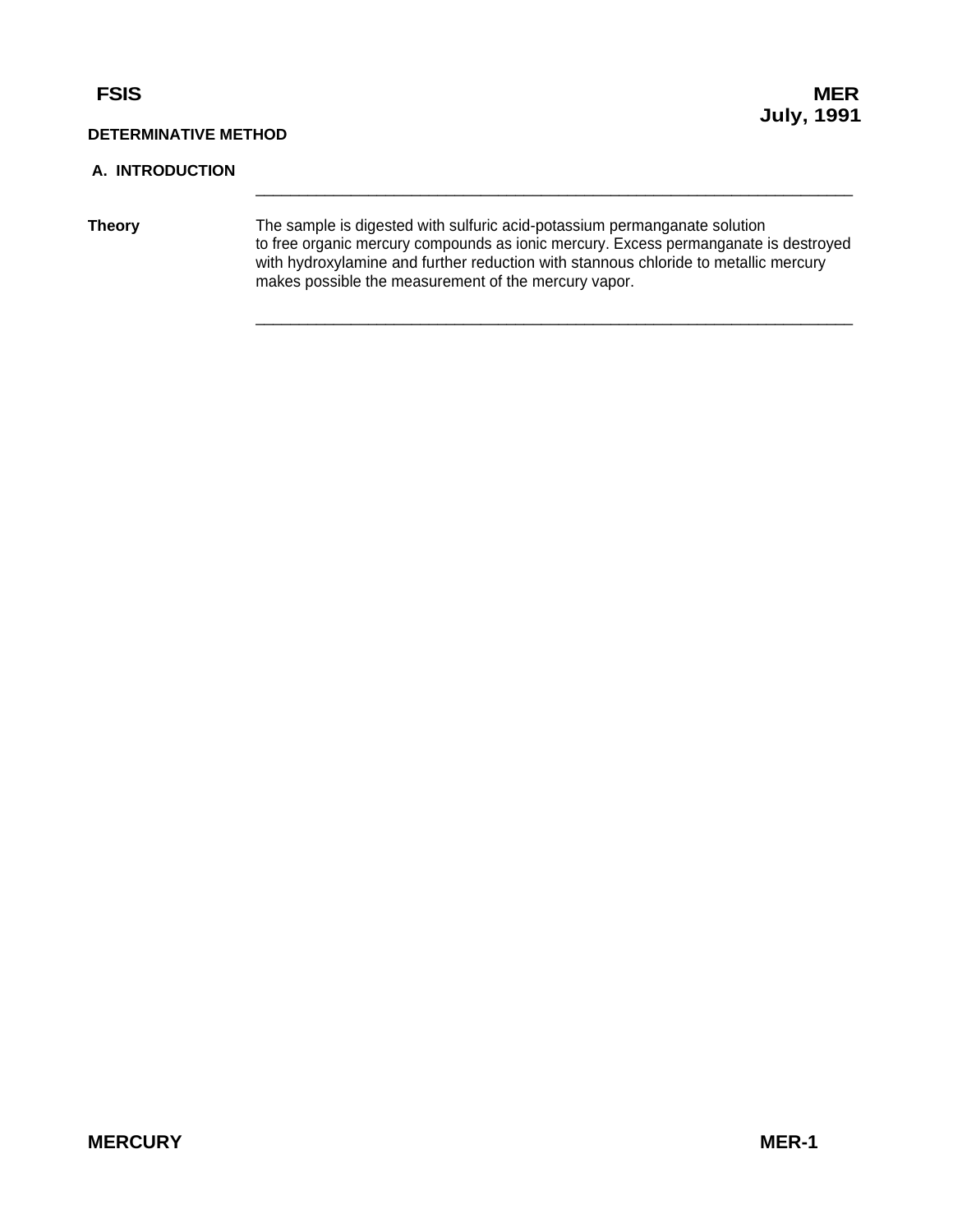**DETERMINATIVE METHOD**

## A. INTRODUCTION

---

**Theory**

The sample is digested with sulfuric acid-potassium permanganate solution to free organic mercury compounds as ionic mercury. Excess permanganate is destroyed with hydroxylamine and further reduction with stannous chloride to metallic mercury makes possible the measurement of the mercury vapor.

---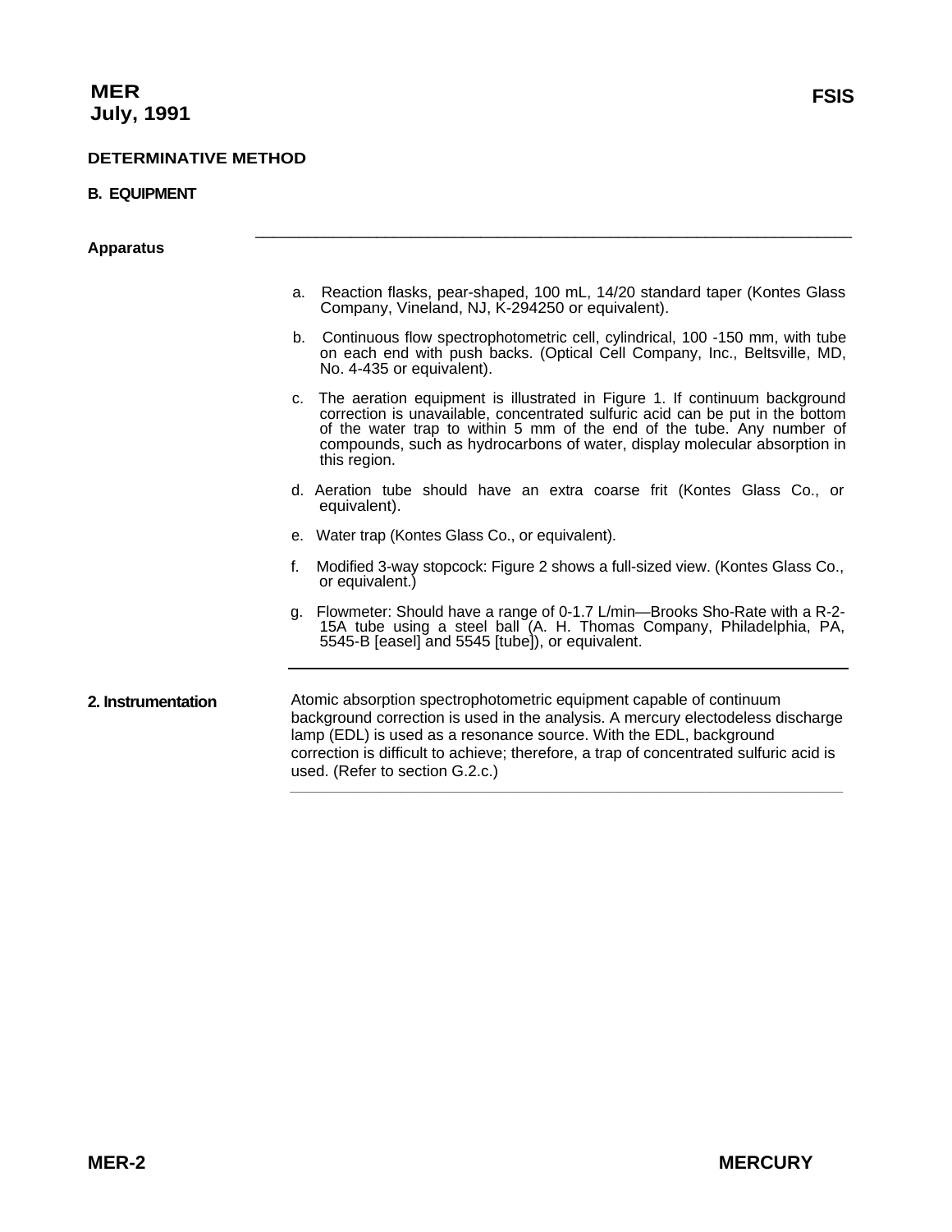## DETERMINATIVE METHOD

### B. EQUIPMENT

#### Apparatus

a. Reaction flasks, pear-shaped, 100 mL, 14/20 standard taper (Kontes Glass Company, Vineland, NJ, K-294250 or equivalent).

b. Continuous flow spectrophotometric cell, cylindrical, 100 -150 mm, with tube on each end with push backs. (Optical Cell Company, Inc., Beltsville, MD, No. 4-435 or equivalent).

c. The aeration equipment is illustrated in Figure 1. If continuum background correction is unavailable, concentrated sulfuric acid can be put in the bottom of the water trap to within 5 mm of the end of the tube. Any number of compounds, such as hydrocarbons of water, display molecular absorption in this region.

d. Aeration tube should have an extra coarse frit (Kontes Glass Co., or equivalent).

e. Water trap (Kontes Glass Co., or equivalent).

f. Modified 3-way stopcock: Figure 2 shows a full-sized view. (Kontes Glass Co., or equivalent.)

g. Flowmeter: Should have a range of 0-1.7 L/min—Brooks Sho-Rate with a R-2-15A tube using a steel ball (A. H. Thomas Company, Philadelphia, PA, 5545-B [easel] and 5545 [tube]), or equivalent.

#### 2. Instrumentation

Atomic absorption spectrophotometric equipment capable of continuum background correction is used in the analysis. A mercury electodeless discharge lamp (EDL) is used as a resonance source. With the EDL, background correction is difficult to achieve; therefore, a trap of concentrated sulfuric acid is used. (Refer to section G.2.c.)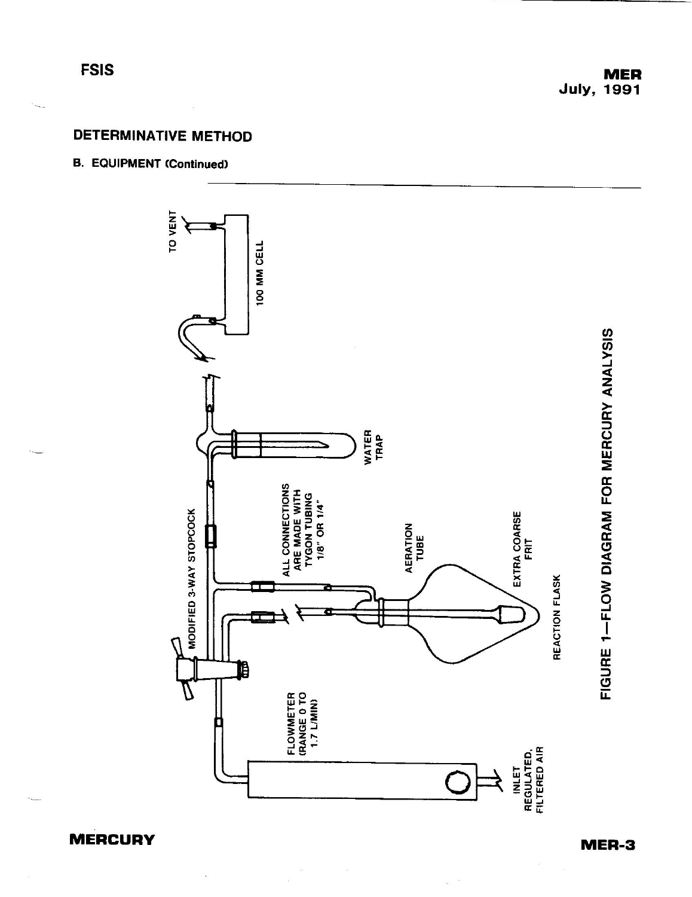## DETERMINATIVE METHOD

### B. EQUIPMENT (Continued)

TO VENT

100 MM CELL

WATER TRAP

MODIFIED 3-WAY STOPCOCK

ALL CONNECTIONS ARE MADE WITH TYGON TUBING 1/8" OR 1/4"

AERATION TUBE

EXTRA COARSE FRIT

REACTION FLASK

FLOWMETER (RANGE 0 TO 1.7 L/MIN)

INLET REGULATED, FILTERED AIR

FIGURE 1—FLOW DIAGRAM FOR MERCURY ANALYSIS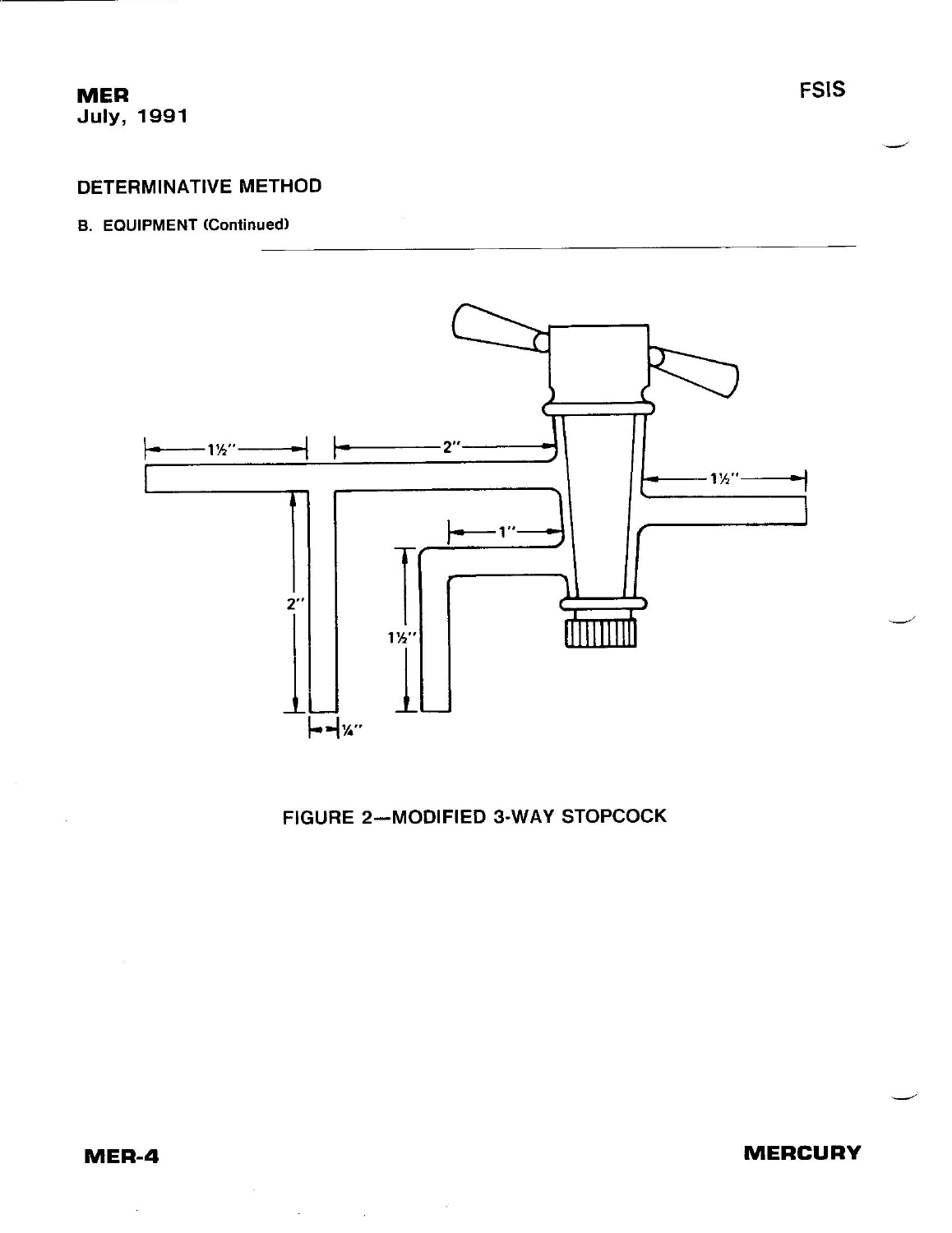## DETERMINATIVE METHOD

### B. EQUIPMENT (Continued)

FIGURE 2—MODIFIED 3-WAY STOPCOCK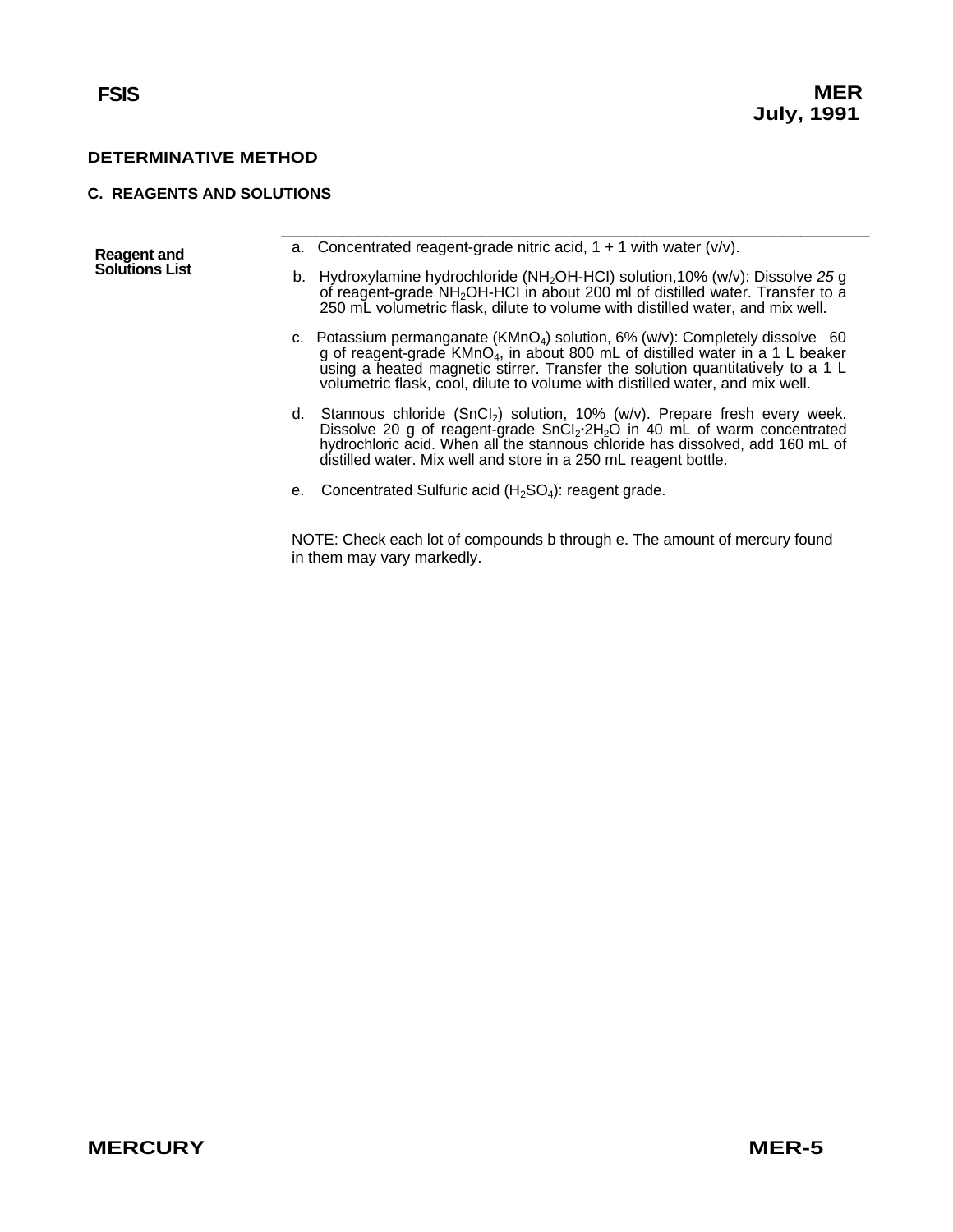## DETERMINATIVE METHOD

### C. REAGENTS AND SOLUTIONS

**Reagent and Solutions List**

a. Concentrated reagent-grade nitric acid, 1 + 1 with water (v/v).

b. Hydroxylamine hydrochloride ($NH_2OH$-HCI) solution,10% (w/v): Dissolve *25* g of reagent-grade $NH_2OH$-HCI in about 200 ml of distilled water. Transfer to a 250 mL volumetric flask, dilute to volume with distilled water, and mix well.

c. Potassium permanganate ($KMnO_4$) solution, 6% (w/v): Completely dissolve 60 g of reagent-grade $KMnO_4$, in about 800 mL of distilled water in a 1 L beaker using a heated magnetic stirrer. Transfer the solution quantitatively to a 1 L volumetric flask, cool, dilute to volume with distilled water, and mix well.

d. Stannous chloride ($SnCI_2$) solution, 10% (w/v). Prepare fresh every week. Dissolve 20 g of reagent-grade $SnCI_2 \cdot 2H_2O$ in 40 mL of warm concentrated hydrochloric acid. When all the stannous chloride has dissolved, add 160 mL of distilled water. Mix well and store in a 250 mL reagent bottle.

e. Concentrated Sulfuric acid ($H_2SO_4$): reagent grade.

NOTE: Check each lot of compounds b through e. The amount of mercury found in them may vary markedly.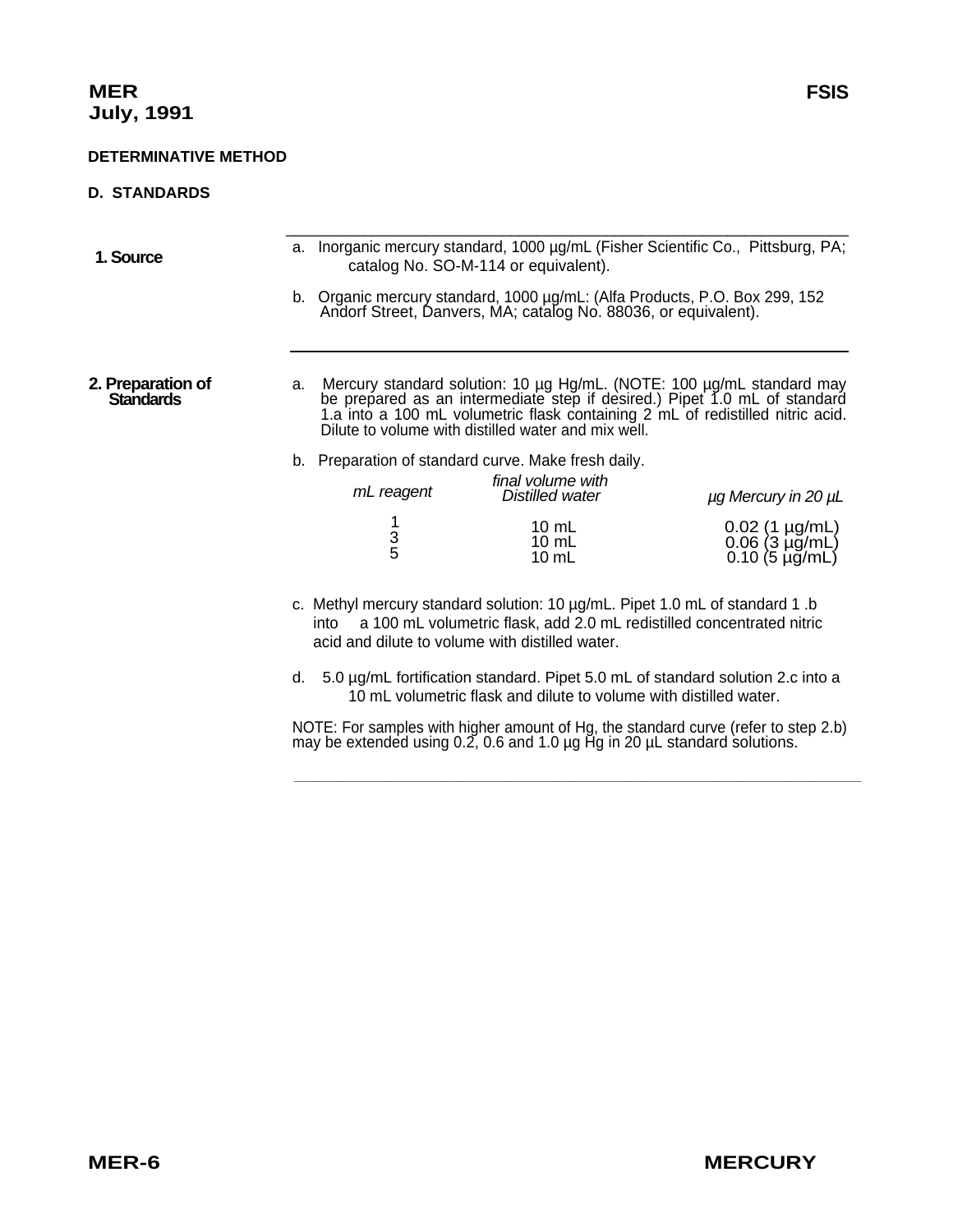**DETERMINATIVE METHOD**

**D. STANDARDS**

**1. Source**

a. Inorganic mercury standard, 1000 µg/mL (Fisher Scientific Co., Pittsburg, PA; catalog No. SO-M-114 or equivalent).

b. Organic mercury standard, 1000 µg/mL: (Alfa Products, P.O. Box 299, 152 Andorf Street, Danvers, MA; catalog No. 88036, or equivalent).

**2. Preparation of Standards**

a. Mercury standard solution: 10 µg Hg/mL. (NOTE: 100 µg/mL standard may be prepared as an intermediate step if desired.) Pipet 1.0 mL of standard 1.a into a 100 mL volumetric flask containing 2 mL of redistilled nitric acid. Dilute to volume with distilled water and mix well.

b. Preparation of standard curve. Make fresh daily.

| *mL reagent* | *final volume with Distilled water* | *µg Mercury in 20 µL* |
|---|---|---|
| 1 | 10 mL | 0.02 (1 µg/mL) |
| 3 | 10 mL | 0.06 (3 µg/mL) |
| 5 | 10 mL | 0.10 (5 µg/mL) |

c. Methyl mercury standard solution: 10 µg/mL. Pipet 1.0 mL of standard 1 .b into a 100 mL volumetric flask, add 2.0 mL redistilled concentrated nitric acid and dilute to volume with distilled water.

d. 5.0 µg/mL fortification standard. Pipet 5.0 mL of standard solution 2.c into a 10 mL volumetric flask and dilute to volume with distilled water.

NOTE: For samples with higher amount of Hg, the standard curve (refer to step 2.b) may be extended using 0.2, 0.6 and 1.0 µg Hg in 20 µL standard solutions.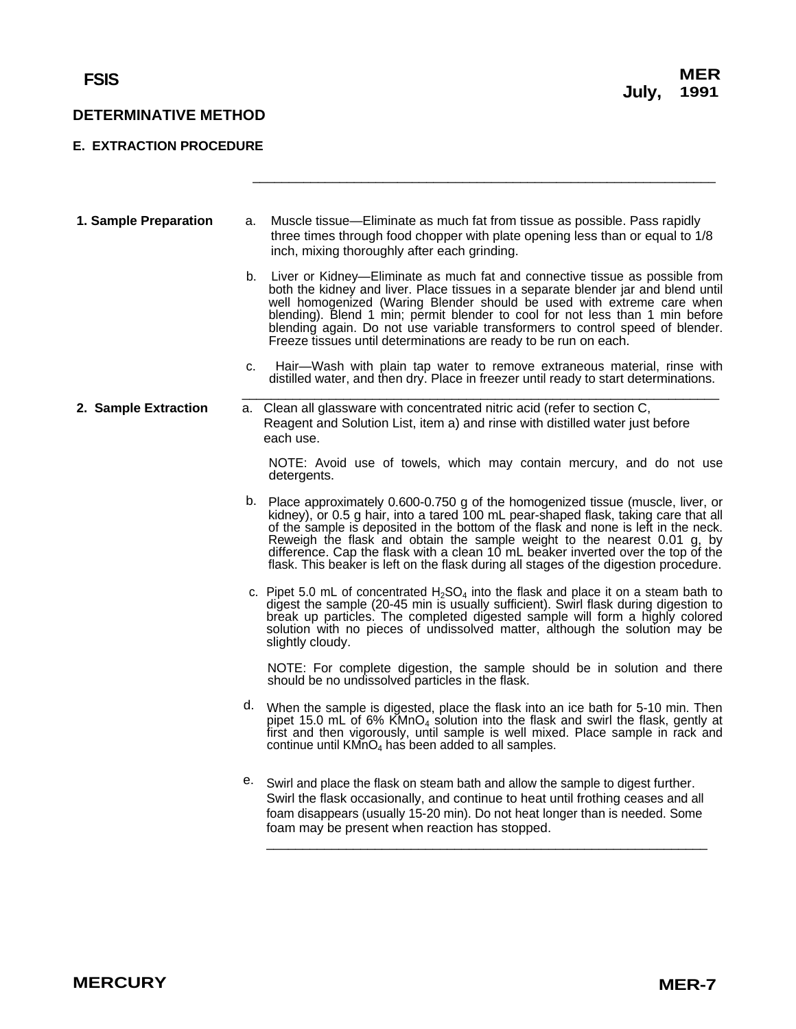## DETERMINATIVE METHOD

### E. EXTRACTION PROCEDURE

**1. Sample Preparation**

a. Muscle tissue—Eliminate as much fat from tissue as possible. Pass rapidly three times through food chopper with plate opening less than or equal to 1/8 inch, mixing thoroughly after each grinding.

b. Liver or Kidney—Eliminate as much fat and connective tissue as possible from both the kidney and liver. Place tissues in a separate blender jar and blend until well homogenized (Waring Blender should be used with extreme care when blending). Blend 1 min; permit blender to cool for not less than 1 min before blending again. Do not use variable transformers to control speed of blender. Freeze tissues until determinations are ready to be run on each.

c. Hair—Wash with plain tap water to remove extraneous material, rinse with distilled water, and then dry. Place in freezer until ready to start determinations.

**2. Sample Extraction**

a. Clean all glassware with concentrated nitric acid (refer to section C, Reagent and Solution List, item a) and rinse with distilled water just before each use.

NOTE: Avoid use of towels, which may contain mercury, and do not use detergents.

b. Place approximately 0.600-0.750 g of the homogenized tissue (muscle, liver, or kidney), or 0.5 g hair, into a tared 100 mL pear-shaped flask, taking care that all of the sample is deposited in the bottom of the flask and none is left in the neck. Reweigh the flask and obtain the sample weight to the nearest 0.01 g, by difference. Cap the flask with a clean 10 mL beaker inverted over the top of the flask. This beaker is left on the flask during all stages of the digestion procedure.

c. Pipet 5.0 mL of concentrated $H_2SO_4$ into the flask and place it on a steam bath to digest the sample (20-45 min is usually sufficient). Swirl flask during digestion to break up particles. The completed digested sample will form a highly colored solution with no pieces of undissolved matter, although the solution may be slightly cloudy.

NOTE: For complete digestion, the sample should be in solution and there should be no undissolved particles in the flask.

d. When the sample is digested, place the flask into an ice bath for 5-10 min. Then pipet 15.0 mL of 6% $KMnO_4$ solution into the flask and swirl the flask, gently at first and then vigorously, until sample is well mixed. Place sample in rack and continue until $KMnO_4$ has been added to all samples.

e. Swirl and place the flask on steam bath and allow the sample to digest further. Swirl the flask occasionally, and continue to heat until frothing ceases and all foam disappears (usually 15-20 min). Do not heat longer than is needed. Some foam may be present when reaction has stopped.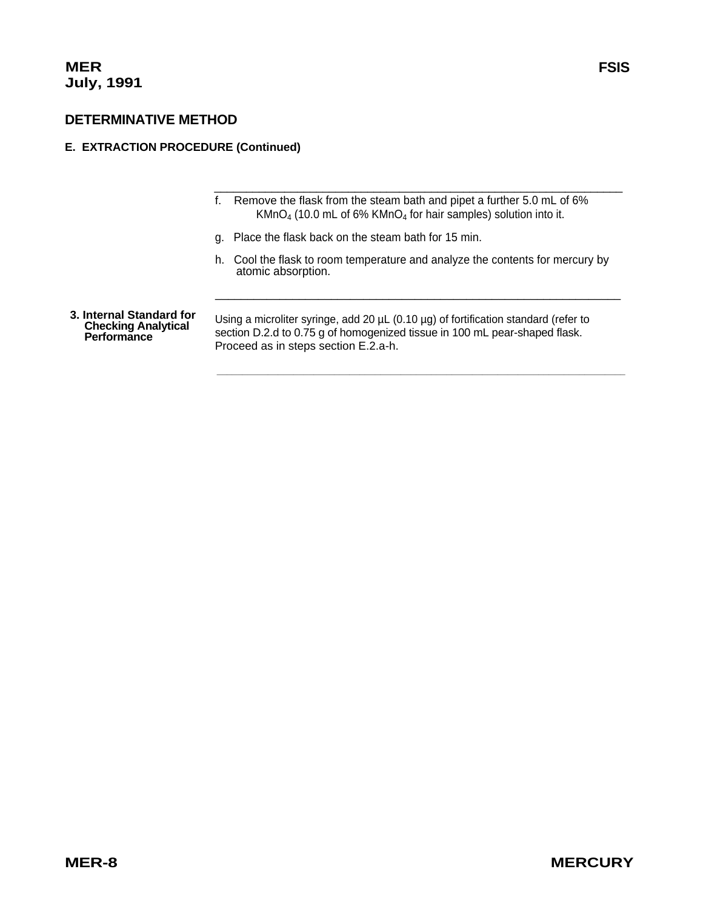## DETERMINATIVE METHOD

### E. EXTRACTION PROCEDURE (Continued)

f. Remove the flask from the steam bath and pipet a further 5.0 mL of 6% $KMnO_4$ (10.0 mL of 6% $KMnO_4$ for hair samples) solution into it.

g. Place the flask back on the steam bath for 15 min.

h. Cool the flask to room temperature and analyze the contents for mercury by atomic absorption.

**3. Internal Standard for Checking Analytical Performance**

Using a microliter syringe, add 20 µL (0.10 µg) of fortification standard (refer to section D.2.d to 0.75 g of homogenized tissue in 100 mL pear-shaped flask. Proceed as in steps section E.2.a-h.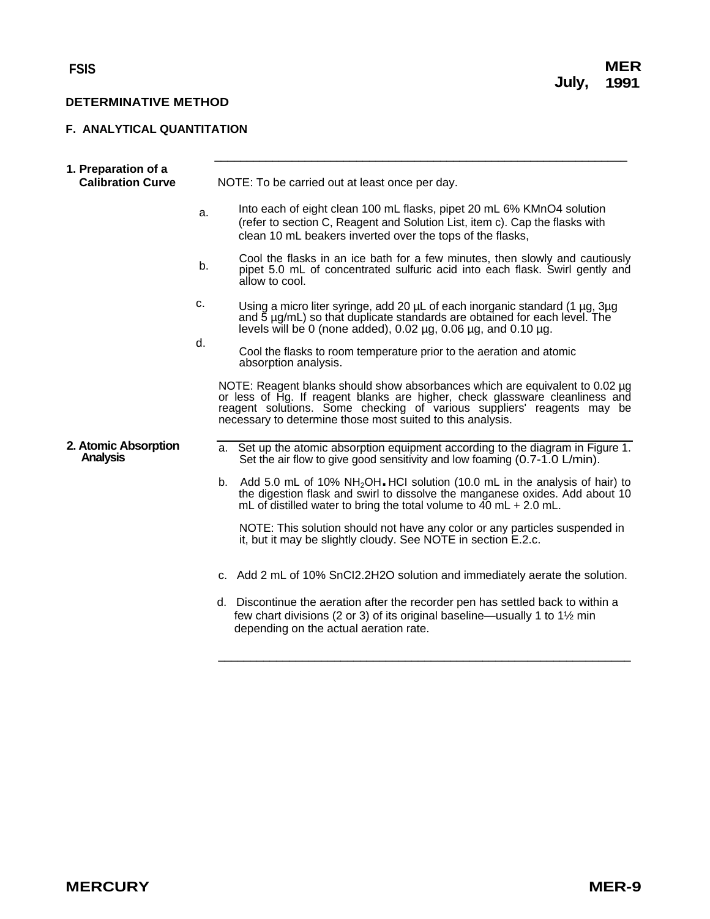**DETERMINATIVE METHOD**

## F. ANALYTICAL QUANTITATION

### 1. Preparation of a Calibration Curve

NOTE: To be carried out at least once per day.

a. Into each of eight clean 100 mL flasks, pipet 20 mL 6% $KMnO_4$ solution (refer to section C, Reagent and Solution List, item c). Cap the flasks with clean 10 mL beakers inverted over the tops of the flasks,

b. Cool the flasks in an ice bath for a few minutes, then slowly and cautiously pipet 5.0 mL of concentrated sulfuric acid into each flask. Swirl gently and allow to cool.

c. Using a micro liter syringe, add 20 µL of each inorganic standard (1 µg, 3µg and 5 µg/mL) so that duplicate standards are obtained for each level. The levels will be 0 (none added), 0.02 µg, 0.06 µg, and 0.10 µg.

d. Cool the flasks to room temperature prior to the aeration and atomic absorption analysis.

NOTE: Reagent blanks should show absorbances which are equivalent to 0.02 µg or less of Hg. If reagent blanks are higher, check glassware cleanliness and reagent solutions. Some checking of various suppliers' reagents may be necessary to determine those most suited to this analysis.

### 2. Atomic Absorption Analysis

a. Set up the atomic absorption equipment according to the diagram in Figure 1. Set the air flow to give good sensitivity and low foaming (0.7-1.0 L/min).

b. Add 5.0 mL of 10% $NH_2OH \cdot HCl$ solution (10.0 mL in the analysis of hair) to the digestion flask and swirl to dissolve the manganese oxides. Add about 10 mL of distilled water to bring the total volume to 40 mL + 2.0 mL.

NOTE: This solution should not have any color or any particles suspended in it, but it may be slightly cloudy. See NOTE in section E.2.c.

c. Add 2 mL of 10% $SnCl_2 \cdot 2H_2O$ solution and immediately aerate the solution.

d. Discontinue the aeration after the recorder pen has settled back to within a few chart divisions (2 or 3) of its original baseline—usually 1 to 1½ min depending on the actual aeration rate.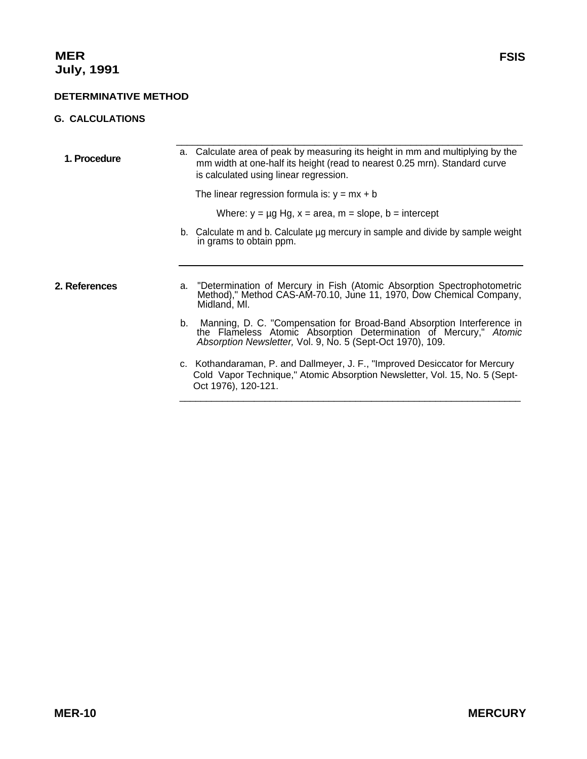## DETERMINATIVE METHOD

### G. CALCULATIONS

**1. Procedure**

a. Calculate area of peak by measuring its height in mm and multiplying by the mm width at one-half its height (read to nearest 0.25 mrn). Standard curve is calculated using linear regression.

The linear regression formula is: $y = mx + b$

Where: $y$ = µg Hg, $x$ = area, $m$ = slope, $b$ = intercept

b. Calculate m and b. Calculate µg mercury in sample and divide by sample weight in grams to obtain ppm.

**2. References**

a. "Determination of Mercury in Fish (Atomic Absorption Spectrophotometric Method)," Method CAS-AM-70.10, June 11, 1970, Dow Chemical Company, Midland, Ml.

b. Manning, D. C. "Compensation for Broad-Band Absorption Interference in the Flameless Atomic Absorption Determination of Mercury," *Atomic Absorption Newsletter,* Vol. 9, No. 5 (Sept-Oct 1970), 109.

c. Kothandaraman, P. and Dallmeyer, J. F., "Improved Desiccator for Mercury Cold Vapor Technique," Atomic Absorption Newsletter, Vol. 15, No. 5 (Sept-Oct 1976), 120-121.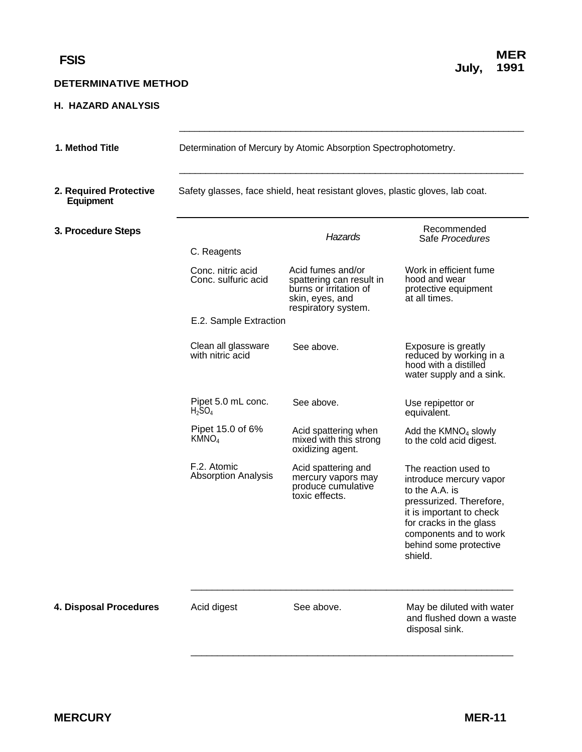FSIS

DETERMINATIVE METHOD

## H. HAZARD ANALYSIS

**1. Method Title**

Determination of Mercury by Atomic Absorption Spectrophotometry.

**2. Required Protective Equipment**

Safety glasses, face shield, heat resistant gloves, plastic gloves, lab coat.

**3. Procedure Steps**

| Procedure Steps | *Hazards* | Recommended Safe *Procedures* |
|---|---|---|
| C. Reagents | | |
| Conc. nitric acid<br>Conc. sulfuric acid | Acid fumes and/or spattering can result in burns or irritation of skin, eyes, and respiratory system. | Work in efficient fume hood and wear protective equipment at all times. |
| E.2. Sample Extraction | | |
| Clean all glassware with nitric acid | See above. | Exposure is greatly reduced by working in a hood with a distilled water supply and a sink. |
| Pipet 5.0 mL conc. $H_2SO_4$ | See above. | Use repipettor or equivalent. |
| Pipet 15.0 of 6% $KMNO_4$ | Acid spattering when mixed with this strong oxidizing agent. | Add the $KMNO_4$ slowly to the cold acid digest. |
| F.2. Atomic Absorption Analysis | Acid spattering and mercury vapors may produce cumulative toxic effects. | The reaction used to introduce mercury vapor to the A.A. is pressurized. Therefore, it is important to check for cracks in the glass components and to work behind some protective shield. |

**4. Disposal Procedures**

| | | |
|---|---|---|
| Acid digest | See above. | May be diluted with water and flushed down a waste disposal sink. |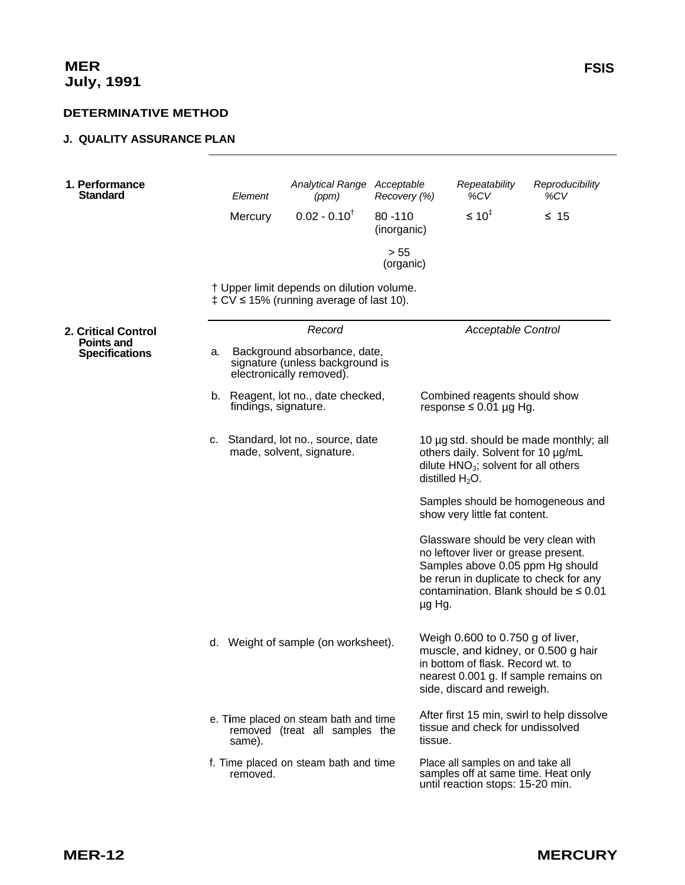## DETERMINATIVE METHOD

### J. QUALITY ASSURANCE PLAN

**1. Performance Standard**

| *Element* | *Analytical Range (ppm)* | *Acceptable Recovery (%)* | *Repeatability %CV* | *Reproducibility %CV* |
|---|---|---|---|---|
| Mercury | 0.02 - 0.10† | 80 -110 (inorganic)<br>> 55 (organic) | ≤ 10‡ | ≤ 15 |

† Upper limit depends on dilution volume.
‡ CV ≤ 15% (running average of last 10).

**2. Critical Control Points and Specifications**

| *Record* | *Acceptable Control* |
|---|---|
| a. Background absorbance, date, signature (unless background is electronically removed). | |
| b. Reagent, lot no., date checked, findings, signature. | Combined reagents should show response ≤ 0.01 µg Hg. |
| c. Standard, lot no., source, date made, solvent, signature. | 10 µg std. should be made monthly; all others daily. Solvent for 10 µg/mL dilute $HNO_3$; solvent for all others distilled $H_2O$.<br><br>Samples should be homogeneous and show very little fat content.<br><br>Glassware should be very clean with no leftover liver or grease present. Samples above 0.05 ppm Hg should be rerun in duplicate to check for any contamination. Blank should be ≤ 0.01 µg Hg. |
| d. Weight of sample (on worksheet). | Weigh 0.600 to 0.750 g of liver, muscle, and kidney, or 0.500 g hair in bottom of flask. Record wt. to nearest 0.001 g. If sample remains on side, discard and reweigh. |
| e. Time placed on steam bath and time removed (treat all samples the same). | After first 15 min, swirl to help dissolve tissue and check for undissolved tissue. |
| f. Time placed on steam bath and time removed. | Place all samples on and take all samples off at same time. Heat only until reaction stops: 15-20 min. |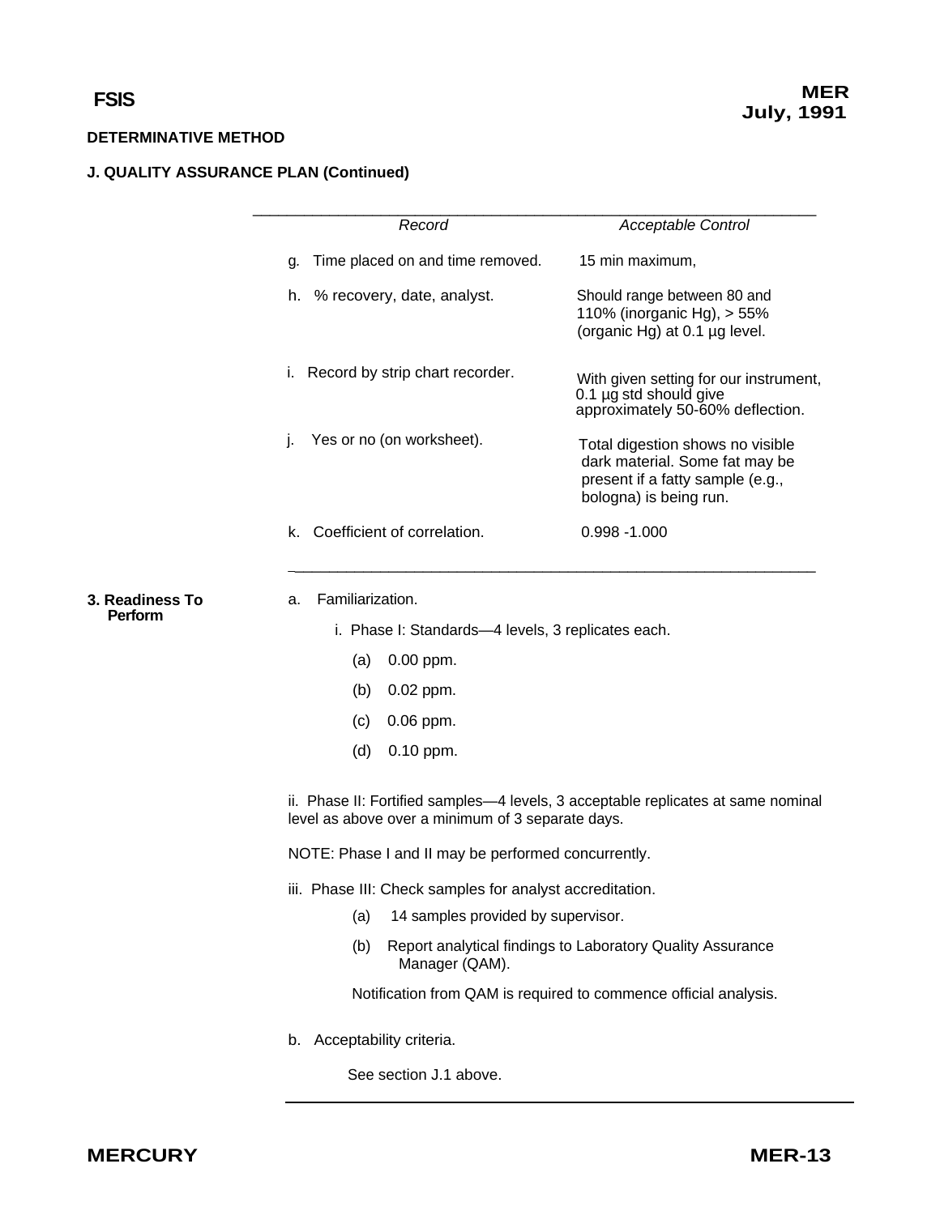**DETERMINATIVE METHOD**

**J. QUALITY ASSURANCE PLAN (Continued)**

| *Record* | *Acceptable Control* |
|---|---|
| g. Time placed on and time removed. | 15 min maximum, |
| h. % recovery, date, analyst. | Should range between 80 and 110% (inorganic Hg), > 55% (organic Hg) at 0.1 µg level. |
| i. Record by strip chart recorder. | With given setting for our instrument, 0.1 µg std should give approximately 50-60% deflection. |
| j. Yes or no (on worksheet). | Total digestion shows no visible dark material. Some fat may be present if a fatty sample (e.g., bologna) is being run. |
| k. Coefficient of correlation. | 0.998 -1.000 |

**3. Readiness To Perform**

a. Familiarization.

i. Phase I: Standards—4 levels, 3 replicates each.

(a) 0.00 ppm.

(b) 0.02 ppm.

(c) 0.06 ppm.

(d) 0.10 ppm.

ii. Phase II: Fortified samples—4 levels, 3 acceptable replicates at same nominal level as above over a minimum of 3 separate days.

NOTE: Phase I and II may be performed concurrently.

iii. Phase III: Check samples for analyst accreditation.

(a) 14 samples provided by supervisor.

(b) Report analytical findings to Laboratory Quality Assurance Manager (QAM).

Notification from QAM is required to commence official analysis.

b. Acceptability criteria.

See section J.1 above.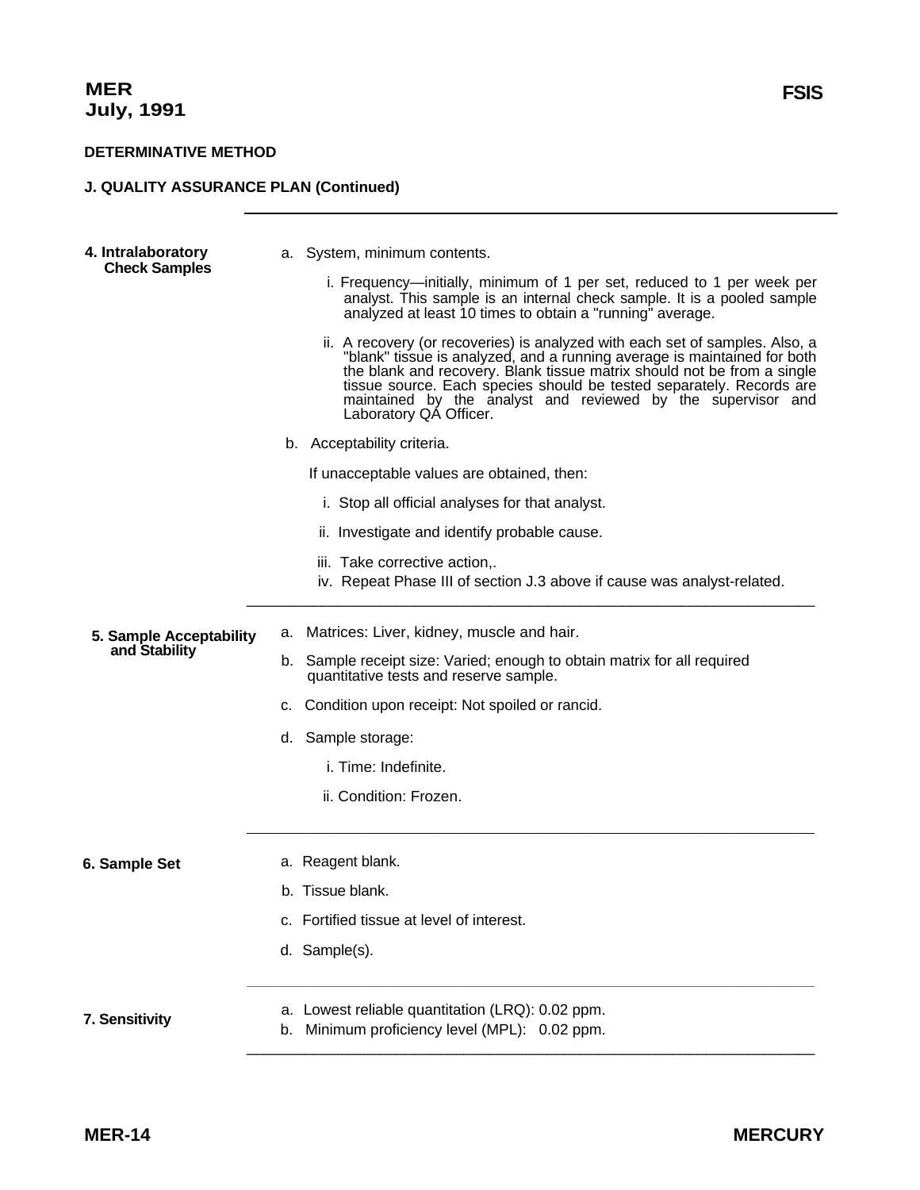**DETERMINATIVE METHOD**

**J. QUALITY ASSURANCE PLAN (Continued)**

**4. Intralaboratory Check Samples**

a. System, minimum contents.

i. Frequency—initially, minimum of 1 per set, reduced to 1 per week per analyst. This sample is an internal check sample. It is a pooled sample analyzed at least 10 times to obtain a "running" average.

ii. A recovery (or recoveries) is analyzed with each set of samples. Also, a "blank" tissue is analyzed, and a running average is maintained for both the blank and recovery. Blank tissue matrix should not be from a single tissue source. Each species should be tested separately. Records are maintained by the analyst and reviewed by the supervisor and Laboratory QA Officer.

b. Acceptability criteria.

If unacceptable values are obtained, then:

i. Stop all official analyses for that analyst.

ii. Investigate and identify probable cause.

iii. Take corrective action,.

iv. Repeat Phase III of section J.3 above if cause was analyst-related.

**5. Sample Acceptability and Stability**

a. Matrices: Liver, kidney, muscle and hair.

b. Sample receipt size: Varied; enough to obtain matrix for all required quantitative tests and reserve sample.

c. Condition upon receipt: Not spoiled or rancid.

d. Sample storage:

i. Time: Indefinite.

ii. Condition: Frozen.

**6. Sample Set**

a. Reagent blank.

b. Tissue blank.

c. Fortified tissue at level of interest.

d. Sample(s).

**7. Sensitivity**

a. Lowest reliable quantitation (LRQ): 0.02 ppm.

b. Minimum proficiency level (MPL): 0.02 ppm.